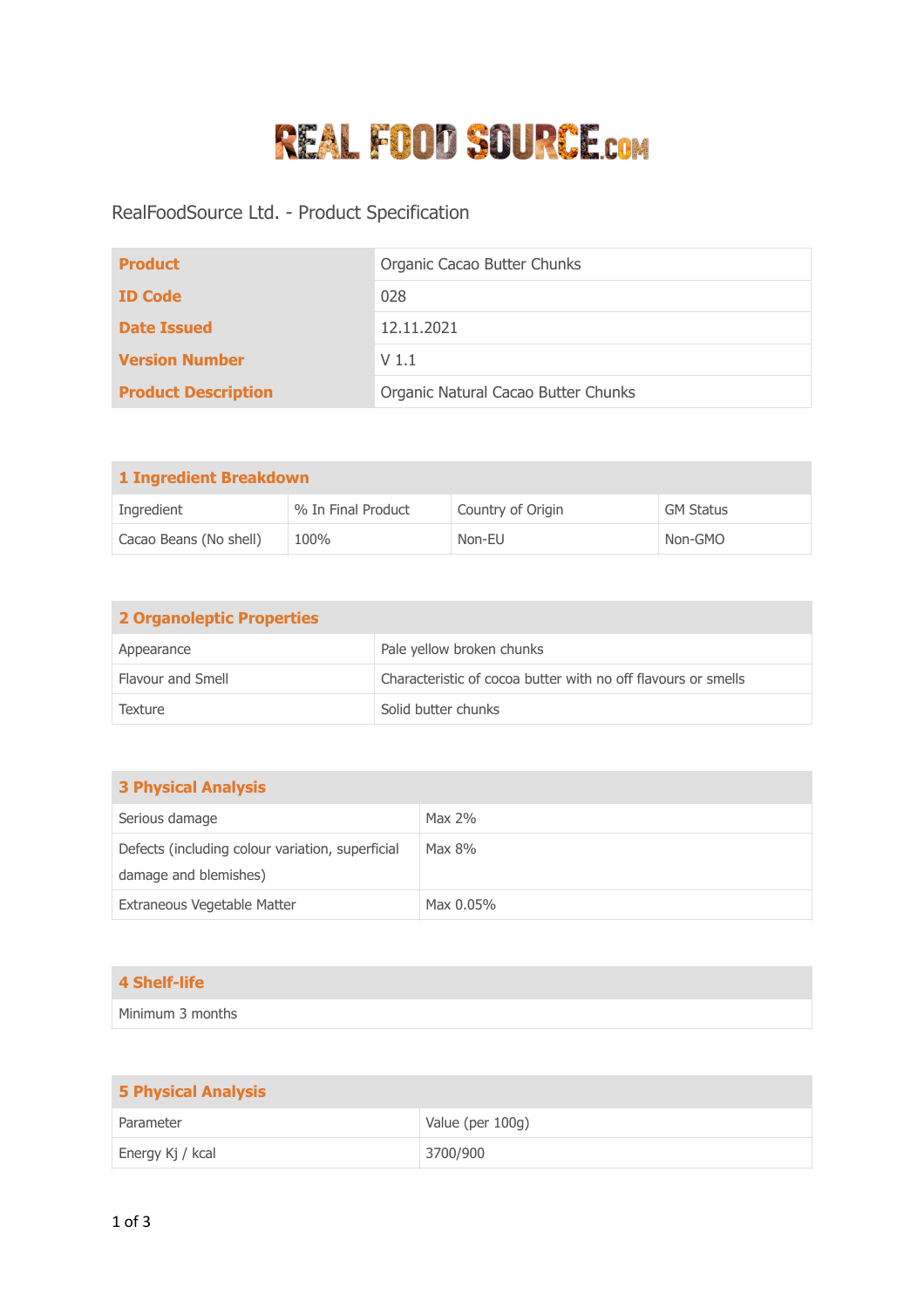# REAL FOOD SOURCE.COM

RealFoodSource Ltd. - Product Specification

| **Product** | Organic Cacao Butter Chunks |
|---|---|
| **ID Code** | 028 |
| **Date Issued** | 12.11.2021 |
| **Version Number** | V 1.1 |
| **Product Description** | Organic Natural Cacao Butter Chunks |

## 1 Ingredient Breakdown

| Ingredient | % In Final Product | Country of Origin | GM Status |
|---|---|---|---|
| Cacao Beans (No shell) | 100% | Non-EU | Non-GMO |

## 2 Organoleptic Properties

| | |
|---|---|
| Appearance | Pale yellow broken chunks |
| Flavour and Smell | Characteristic of cocoa butter with no off flavours or smells |
| Texture | Solid butter chunks |

## 3 Physical Analysis

| | |
|---|---|
| Serious damage | Max 2% |
| Defects (including colour variation, superficial damage and blemishes) | Max 8% |
| Extraneous Vegetable Matter | Max 0.05% |

## 4 Shelf-life

Minimum 3 months

## 5 Physical Analysis

| Parameter | Value (per 100g) |
|---|---|
| Energy Kj / kcal | 3700/900 |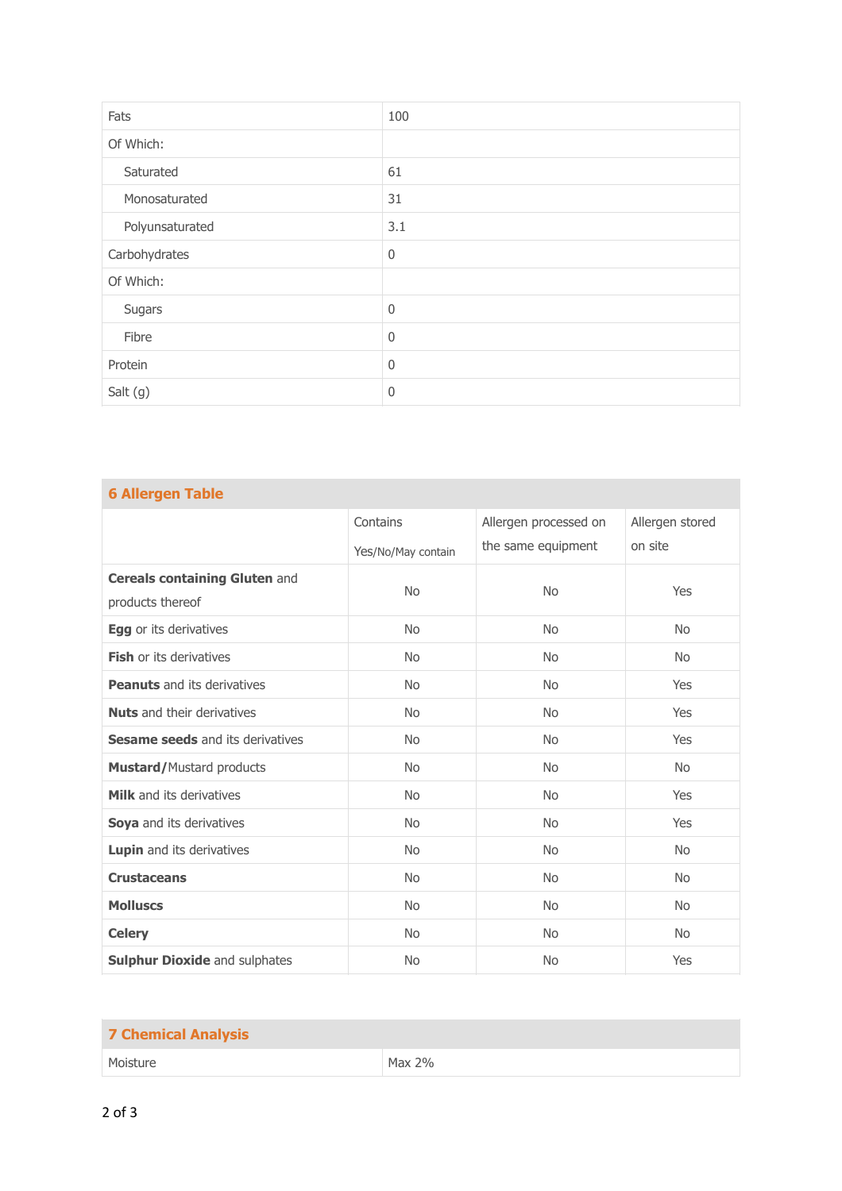| | |
|---|---|
| Fats | 100 |
| Of Which: | |
| Saturated | 61 |
| Monosaturated | 31 |
| Polyunsaturated | 3.1 |
| Carbohydrates | 0 |
| Of Which: | |
| Sugars | 0 |
| Fibre | 0 |
| Protein | 0 |
| Salt (g) | 0 |

## 6 Allergen Table

| | Contains Yes/No/May contain | Allergen processed on the same equipment | Allergen stored on site |
|---|---|---|---|
| **Cereals containing Gluten** and products thereof | No | No | Yes |
| **Egg** or its derivatives | No | No | No |
| **Fish** or its derivatives | No | No | No |
| **Peanuts** and its derivatives | No | No | Yes |
| **Nuts** and their derivatives | No | No | Yes |
| **Sesame seeds** and its derivatives | No | No | Yes |
| **Mustard/**Mustard products | No | No | No |
| **Milk** and its derivatives | No | No | Yes |
| **Soya** and its derivatives | No | No | Yes |
| **Lupin** and its derivatives | No | No | No |
| **Crustaceans** | No | No | No |
| **Molluscs** | No | No | No |
| **Celery** | No | No | No |
| **Sulphur Dioxide** and sulphates | No | No | Yes |

## 7 Chemical Analysis

| | |
|---|---|
| Moisture | Max 2% |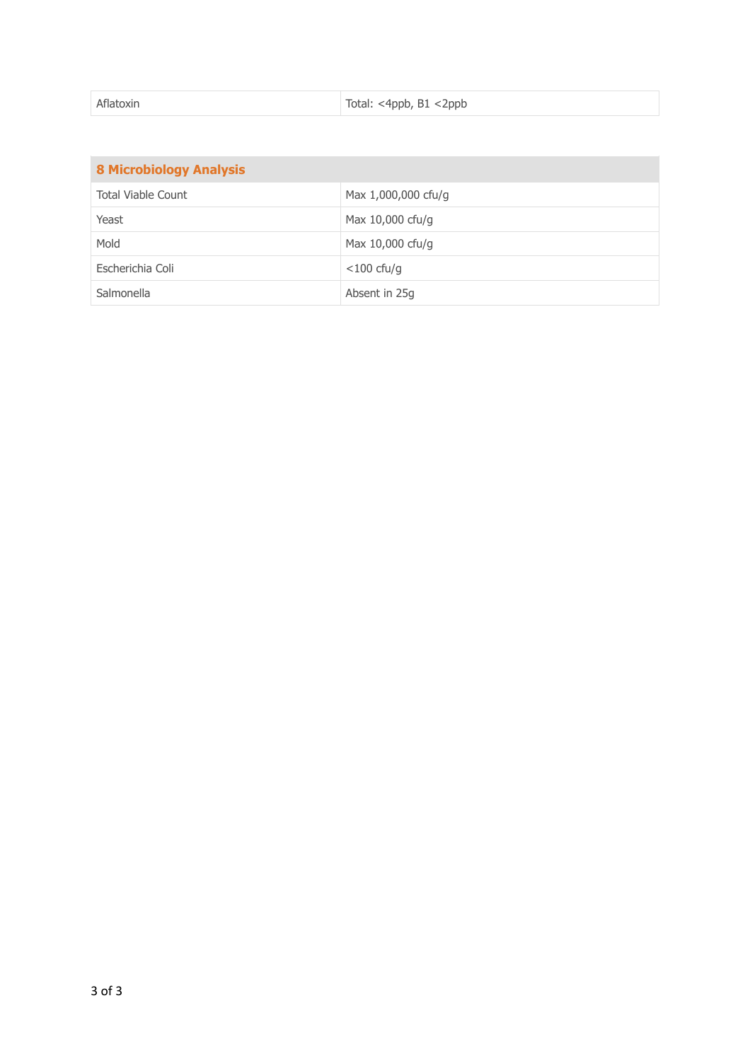| | |
|---|---|
| Aflatoxin | Total: <4ppb, B1 <2ppb |

## 8 Microbiology Analysis

| | |
|---|---|
| Total Viable Count | Max 1,000,000 cfu/g |
| Yeast | Max 10,000 cfu/g |
| Mold | Max 10,000 cfu/g |
| Escherichia Coli | <100 cfu/g |
| Salmonella | Absent in 25g |